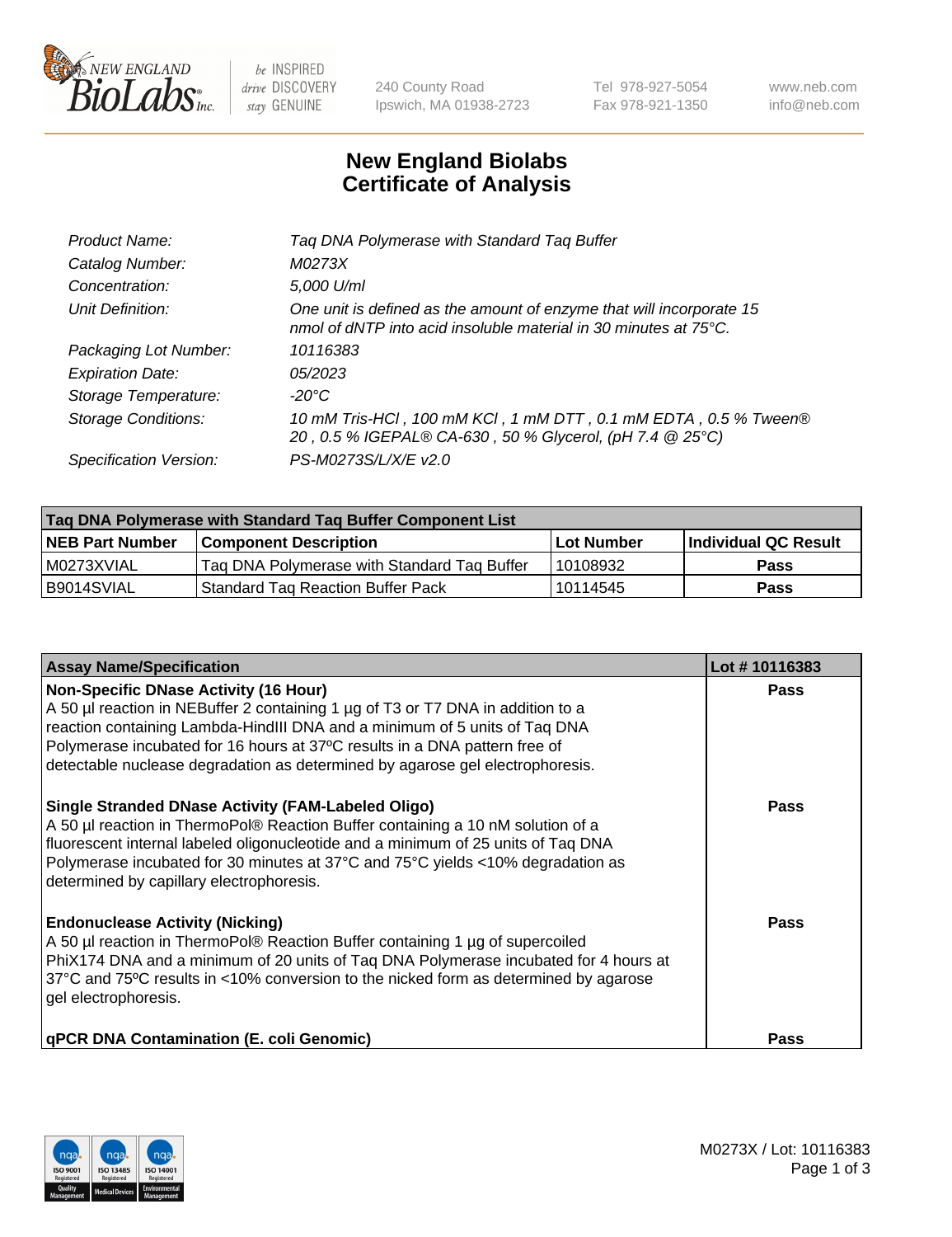# New England Biolabs
# Certificate of Analysis

| | |
|---|---|
| *Product Name:* | *Taq DNA Polymerase with Standard Taq Buffer* |
| *Catalog Number:* | *M0273X* |
| *Concentration:* | *5,000 U/ml* |
| *Unit Definition:* | *One unit is defined as the amount of enzyme that will incorporate 15 nmol of dNTP into acid insoluble material in 30 minutes at 75°C.* |
| *Packaging Lot Number:* | *10116383* |
| *Expiration Date:* | *05/2023* |
| *Storage Temperature:* | *-20°C* |
| *Storage Conditions:* | *10 mM Tris-HCl , 100 mM KCl , 1 mM DTT , 0.1 mM EDTA , 0.5 % Tween® 20 , 0.5 % IGEPAL® CA-630 , 50 % Glycerol, (pH 7.4 @ 25°C)* |
| *Specification Version:* | *PS-M0273S/L/X/E v2.0* |

| **Taq DNA Polymerase with Standard Taq Buffer Component List** | | | |
|---|---|---|---|
| **NEB Part Number** | **Component Description** | **Lot Number** | **Individual QC Result** |
| M0273XVIAL | Taq DNA Polymerase with Standard Taq Buffer | 10108932 | **Pass** |
| B9014SVIAL | Standard Taq Reaction Buffer Pack | 10114545 | **Pass** |

| **Assay Name/Specification** | **Lot # 10116383** |
|---|---|
| **Non-Specific DNase Activity (16 Hour)**<br>A 50 µl reaction in NEBuffer 2 containing 1 µg of T3 or T7 DNA in addition to a reaction containing Lambda-HindIII DNA and a minimum of 5 units of Taq DNA Polymerase incubated for 16 hours at 37ºC results in a DNA pattern free of detectable nuclease degradation as determined by agarose gel electrophoresis. | **Pass** |
| **Single Stranded DNase Activity (FAM-Labeled Oligo)**<br>A 50 µl reaction in ThermoPol® Reaction Buffer containing a 10 nM solution of a fluorescent internal labeled oligonucleotide and a minimum of 25 units of Taq DNA Polymerase incubated for 30 minutes at 37°C and 75°C yields <10% degradation as determined by capillary electrophoresis. | **Pass** |
| **Endonuclease Activity (Nicking)**<br>A 50 µl reaction in ThermoPol® Reaction Buffer containing 1 µg of supercoiled PhiX174 DNA and a minimum of 20 units of Taq DNA Polymerase incubated for 4 hours at 37°C and 75ºC results in <10% conversion to the nicked form as determined by agarose gel electrophoresis. | **Pass** |
| **qPCR DNA Contamination (E. coli Genomic)** | **Pass** |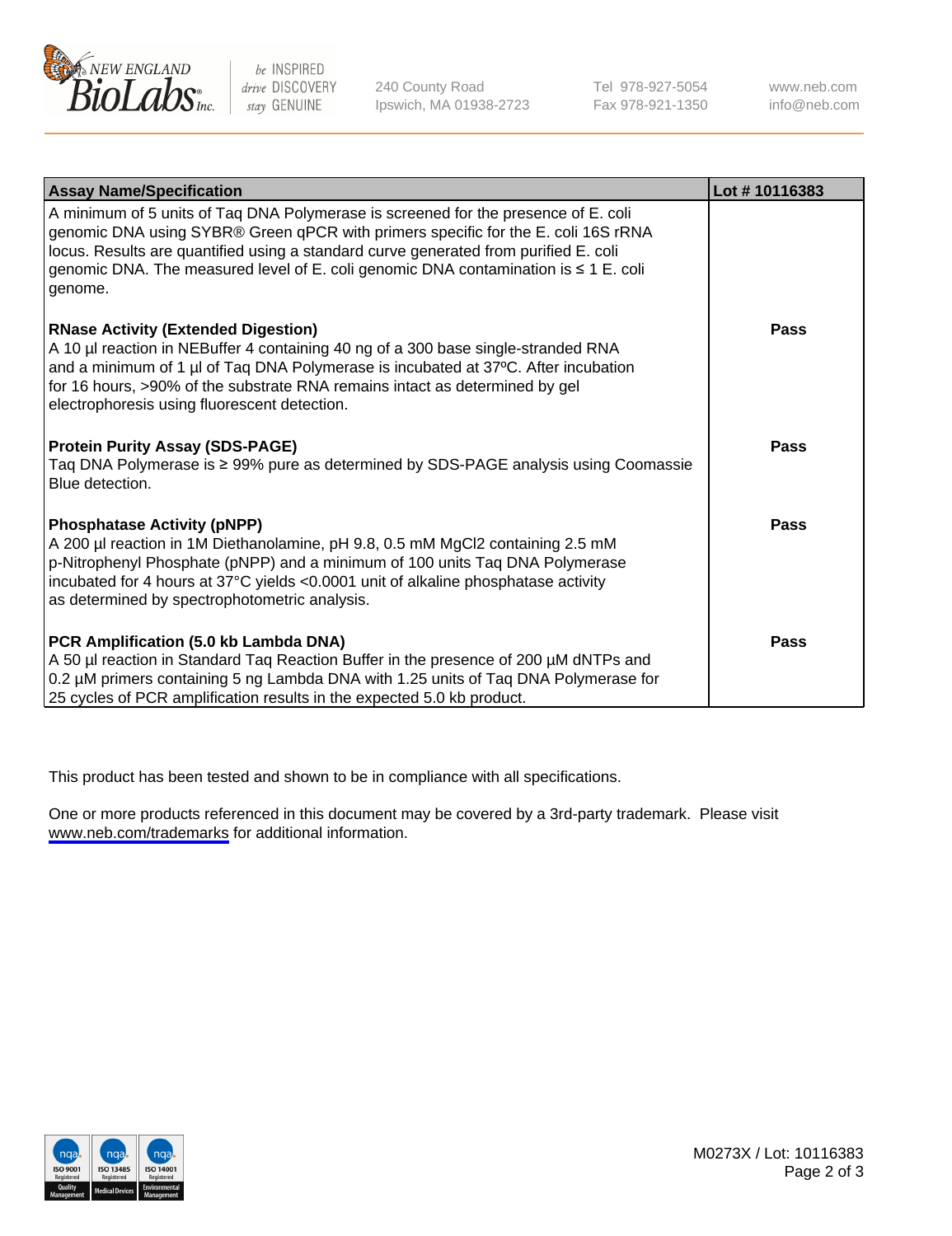| Assay Name/Specification | Lot # 10116383 |
|---|---|
| A minimum of 5 units of Taq DNA Polymerase is screened for the presence of E. coli genomic DNA using SYBR® Green qPCR with primers specific for the E. coli 16S rRNA locus. Results are quantified using a standard curve generated from purified E. coli genomic DNA. The measured level of E. coli genomic DNA contamination is ≤ 1 E. coli genome. | |
| **RNase Activity (Extended Digestion)**<br>A 10 µl reaction in NEBuffer 4 containing 40 ng of a 300 base single-stranded RNA and a minimum of 1 µl of Taq DNA Polymerase is incubated at 37ºC. After incubation for 16 hours, >90% of the substrate RNA remains intact as determined by gel electrophoresis using fluorescent detection. | **Pass** |
| **Protein Purity Assay (SDS-PAGE)**<br>Taq DNA Polymerase is ≥ 99% pure as determined by SDS-PAGE analysis using Coomassie Blue detection. | **Pass** |
| **Phosphatase Activity (pNPP)**<br>A 200 µl reaction in 1M Diethanolamine, pH 9.8, 0.5 mM $MgCl_2$ containing 2.5 mM p-Nitrophenyl Phosphate (pNPP) and a minimum of 100 units Taq DNA Polymerase incubated for 4 hours at 37°C yields <0.0001 unit of alkaline phosphatase activity as determined by spectrophotometric analysis. | **Pass** |
| **PCR Amplification (5.0 kb Lambda DNA)**<br>A 50 µl reaction in Standard Taq Reaction Buffer in the presence of 200 µM dNTPs and 0.2 µM primers containing 5 ng Lambda DNA with 1.25 units of Taq DNA Polymerase for 25 cycles of PCR amplification results in the expected 5.0 kb product. | **Pass** |

This product has been tested and shown to be in compliance with all specifications.

One or more products referenced in this document may be covered by a 3rd-party trademark. Please visit www.neb.com/trademarks for additional information.

M0273X / Lot: 10116383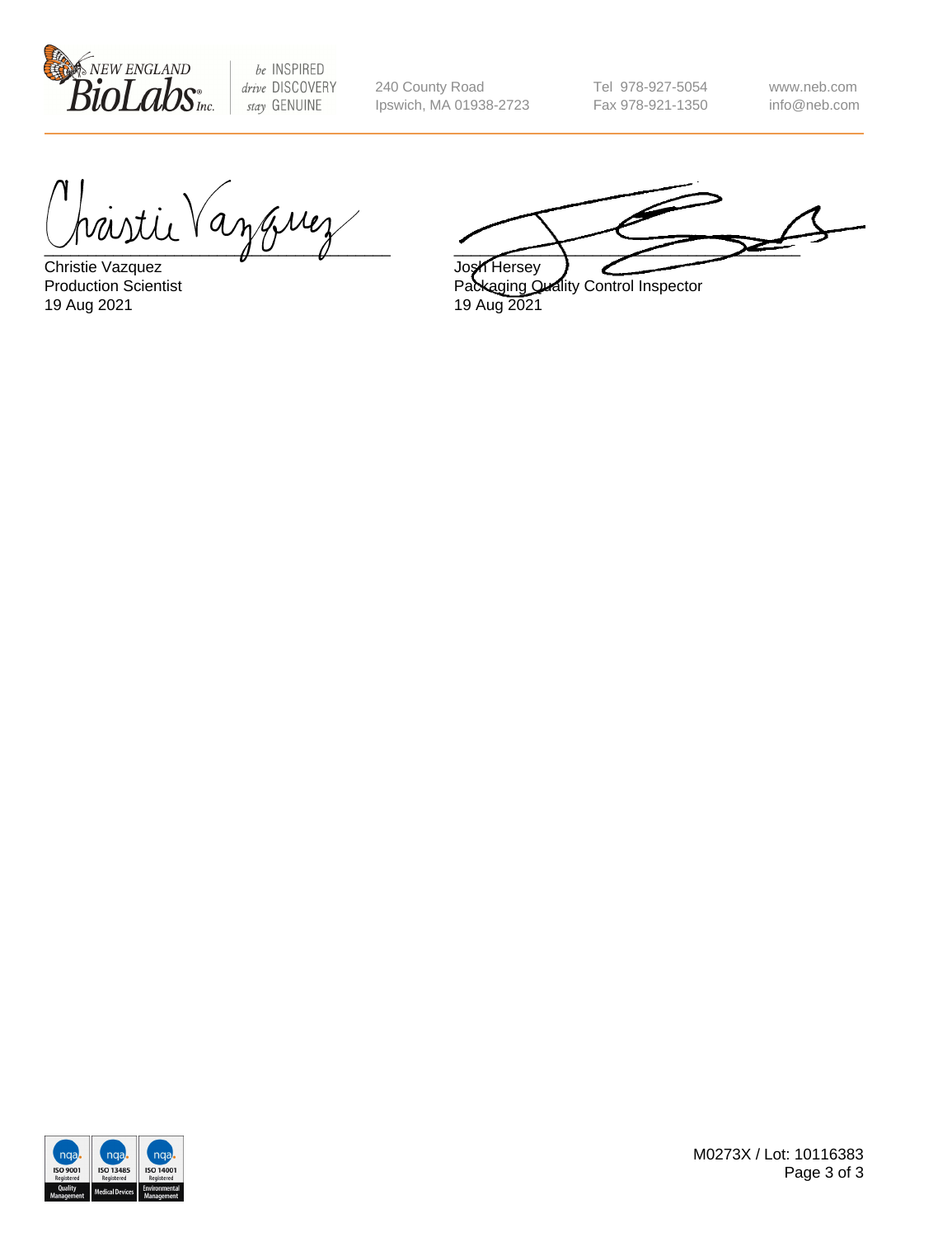Christie Vazquez
Production Scientist
19 Aug 2021

Josh Hersey
Packaging Quality Control Inspector
19 Aug 2021

M0273X / Lot: 10116383